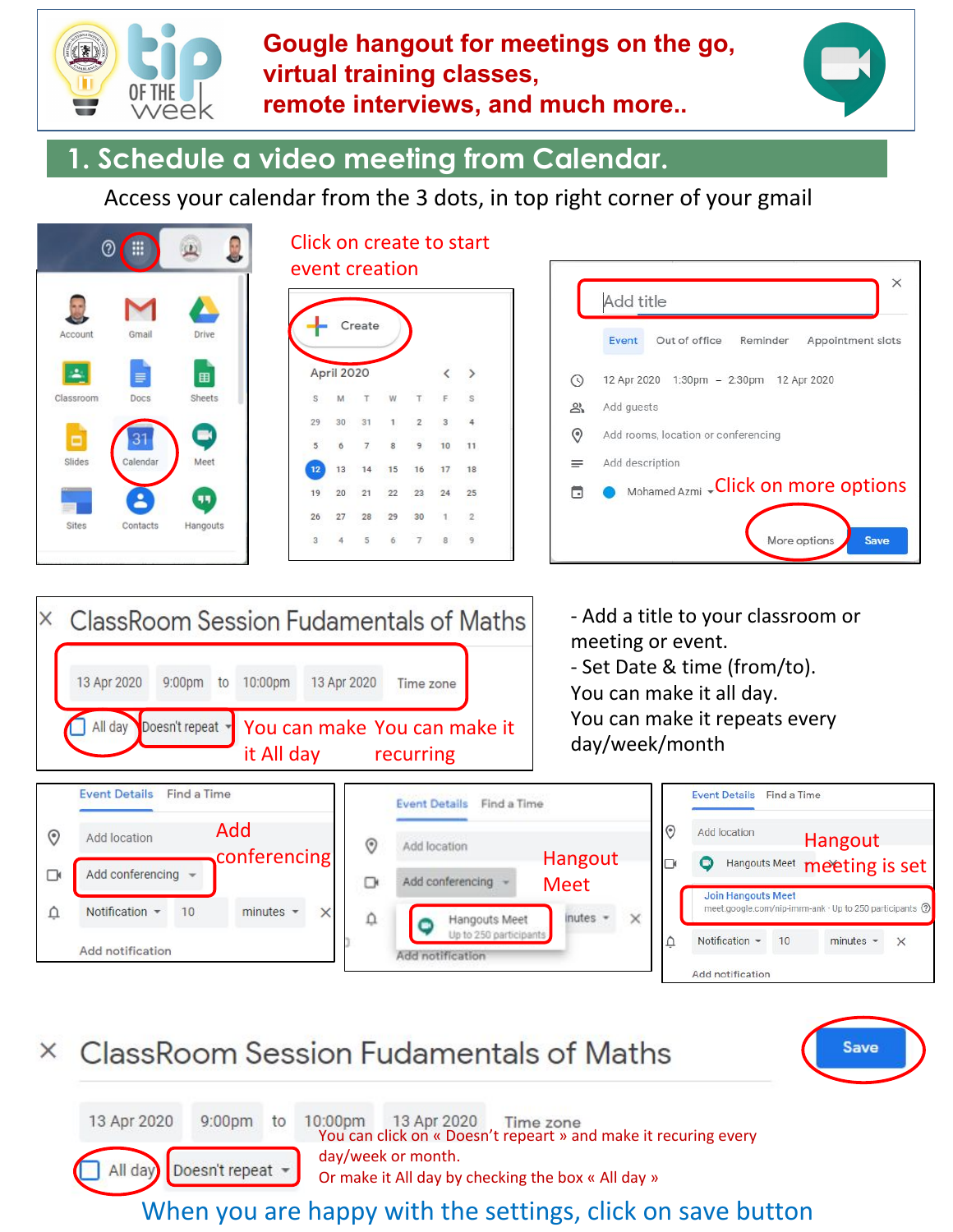# Gougle hangout for meetings on the go, virtual training classes, remote interviews, and much more..

## 1. Schedule a video meeting from Calendar.

Access your calendar from the 3 dots, in top right corner of your gmail

Click on create to start event creation

Click on more options

- Add a title to your classroom or meeting or event.
- Set Date & time (from/to).
You can make it all day.
You can make it repeats every day/week/month

You can make it All day

You can make it recurring

Add conferencing

Hangout Meet

Hangout meeting is set

You can click on « Doesn't repeat » and make it recuring every day/week or month.
Or make it All day by checking the box « All day »

When you are happy with the settings, click on save button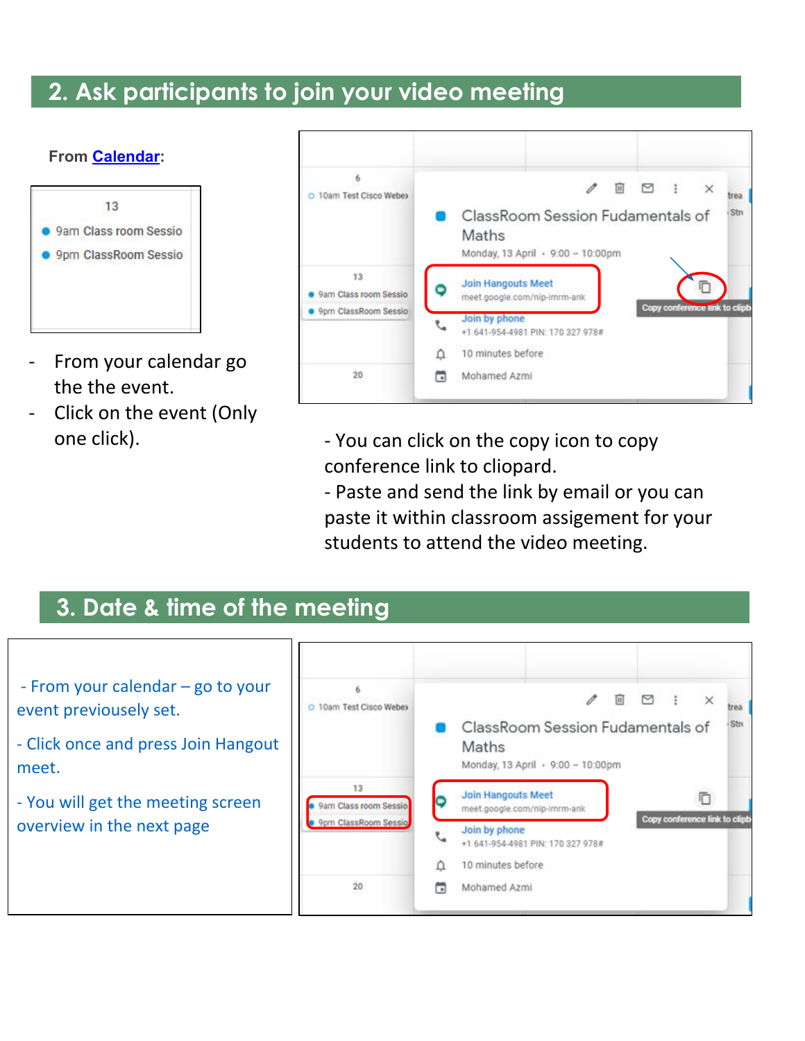## 2. Ask participants to join your video meeting

**From Calendar:**

- From your calendar go the the event.
- Click on the event (Only one click).

- You can click on the copy icon to copy conference link to cliopard.
- Paste and send the link by email or you can paste it within classroom assigement for your students to attend the video meeting.

## 3. Date & time of the meeting

- From your calendar – go to your event previously set.

- Click once and press Join Hangout meet.

- You will get the meeting screen overview in the next page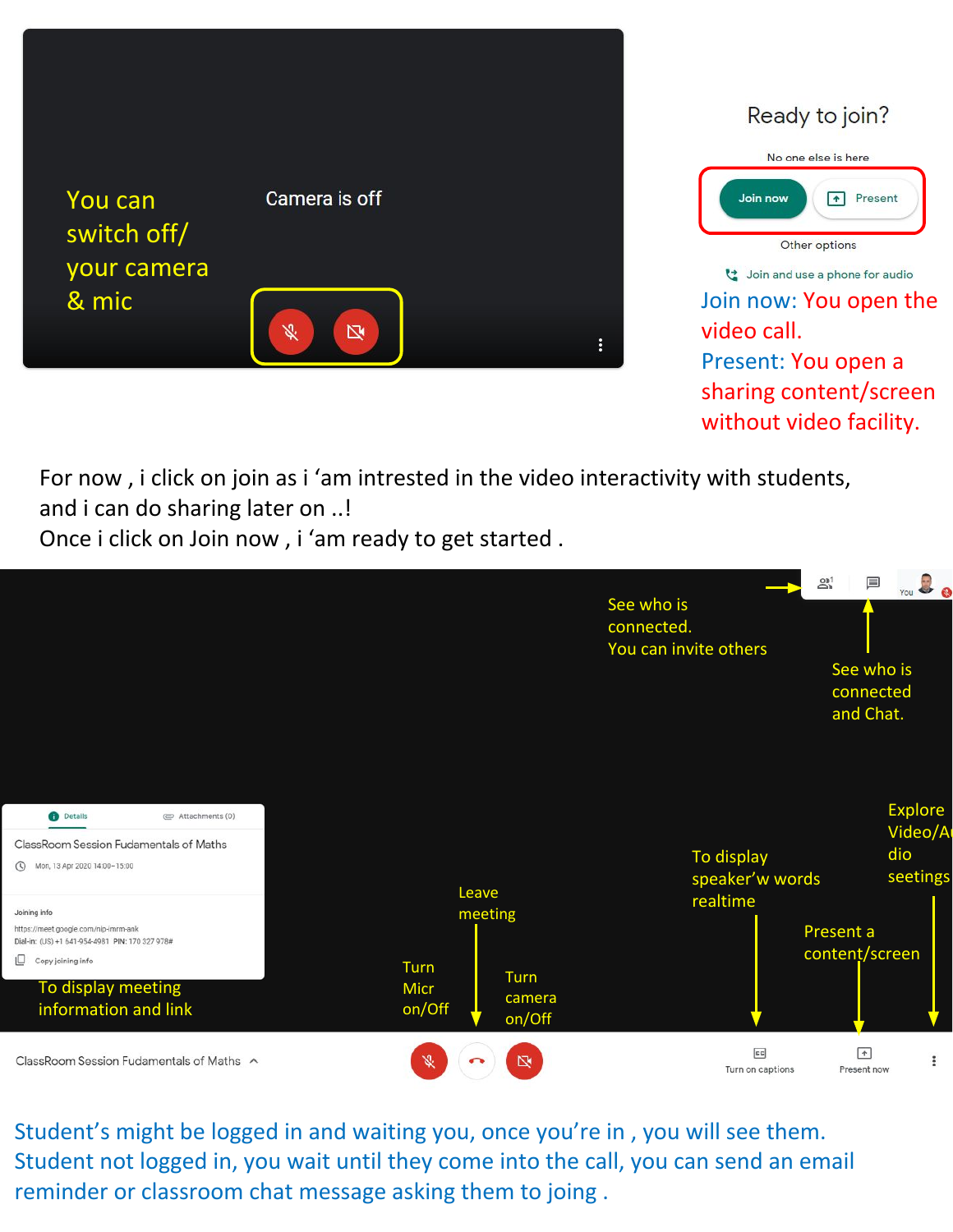You can switch off/ your camera & mic

Camera is off

Ready to join?

No one else is here

Join now | Present

Other options

Join and use a phone for audio

Join now: You open the video call.
Present: You open a sharing content/screen without video facility.

For now , i click on join as i 'am intrested in the video interactivity with students, and i can do sharing later on ..!
Once i click on Join now , i 'am ready to get started .

See who is connected.
You can invite others

See who is connected and Chat.

Details | Attachments (0)

ClassRoom Session Fudamentals of Maths

Mon, 13 Apr 2020 14:00–15:00

Joining info

https://meet.google.com/nip-imrm-ank

Dial-in: (US) +1 641-954-4981 PIN: 170 327 978#

Copy joining info

To display meeting information and link

Turn Micr on/Off

Leave meeting

Turn camera on/Off

To display speaker'w words realtime

Present a content/screen

Explore Video/Audio seetings

ClassRoom Session Fudamentals of Maths

Turn on captions

Present now

Student's might be logged in and waiting you, once you're in , you will see them.
Student not logged in, you wait until they come into the call, you can send an email reminder or classroom chat message asking them to joing .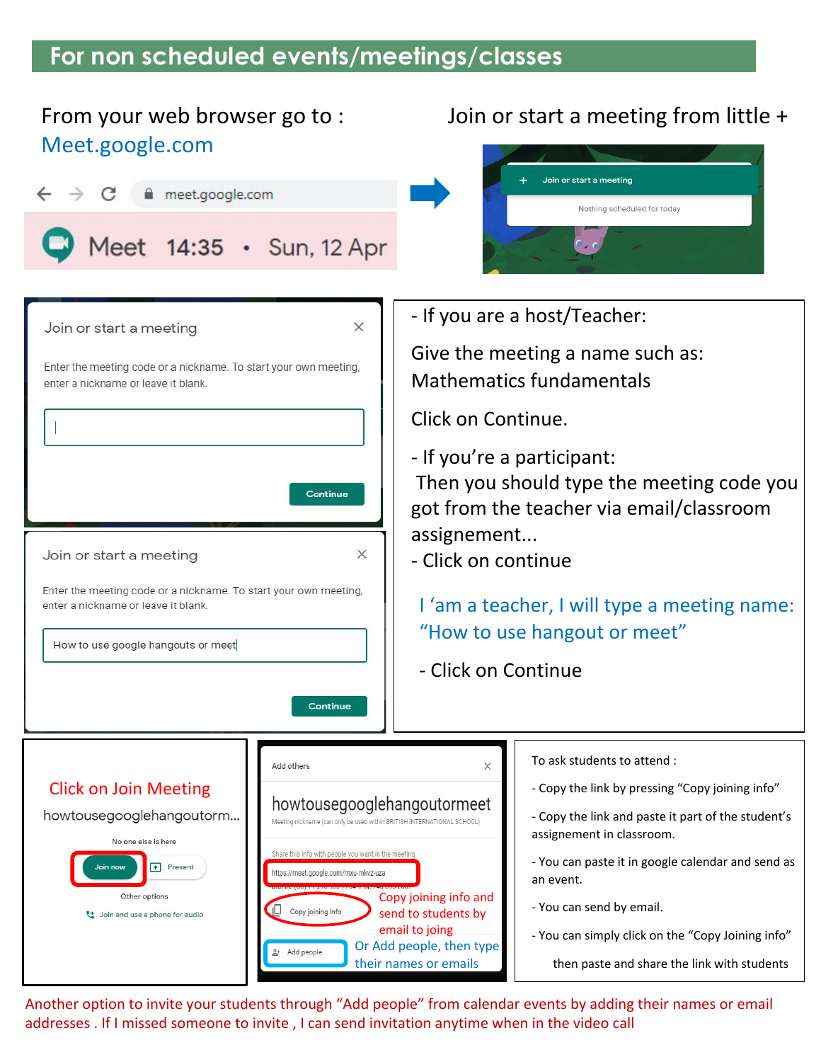# For non scheduled events/meetings/classes

From your web browser go to : Meet.google.com

meet.google.com

Meet 14:35 • Sun, 12 Apr

Join or start a meeting from little +

+ Join or start a meeting

Nothing scheduled for today

Join or start a meeting

Enter the meeting code or a nickname. To start your own meeting, enter a nickname or leave it blank.

Continue

Join or start a meeting

Enter the meeting code or a nickname. To start your own meeting, enter a nickname or leave it blank.

How to use google hangouts or meet

Continue

- If you are a host/Teacher:

Give the meeting a name such as: Mathematics fundamentals

Click on Continue.

- If you're a participant:
  Then you should type the meeting code you got from the teacher via email/classroom assignement...
- Click on continue

I 'am a teacher, I will type a meeting name: "How to use hangout or meet"

- Click on Continue

Click on Join Meeting

howtousegooglehangoutorm...

No one else is here

Join now

Present

Other options

Join and use a phone for audio

Add others

howtousegooglehangoutormeet

Meeting nickname (can only be used within BRITISH INTERNATIONAL SCHOOL)

Share this info with people you want in the meeting

https://meet.google.com/mxu-mkvz-uza

Copy joining info

Copy joining info and send to students by email to joing

Add people

Or Add people, then type their names or emails

To ask students to attend :

- Copy the link by pressing "Copy joining info"
- Copy the link and paste it part of the student's assignement in classroom.
- You can paste it in google calendar and send as an event.
- You can send by email.
- You can simply click on the "Copy Joining info" then paste and share the link with students

Another option to invite your students through "Add people" from calendar events by adding their names or email addresses . If I missed someone to invite , I can send invitation anytime when in the video call